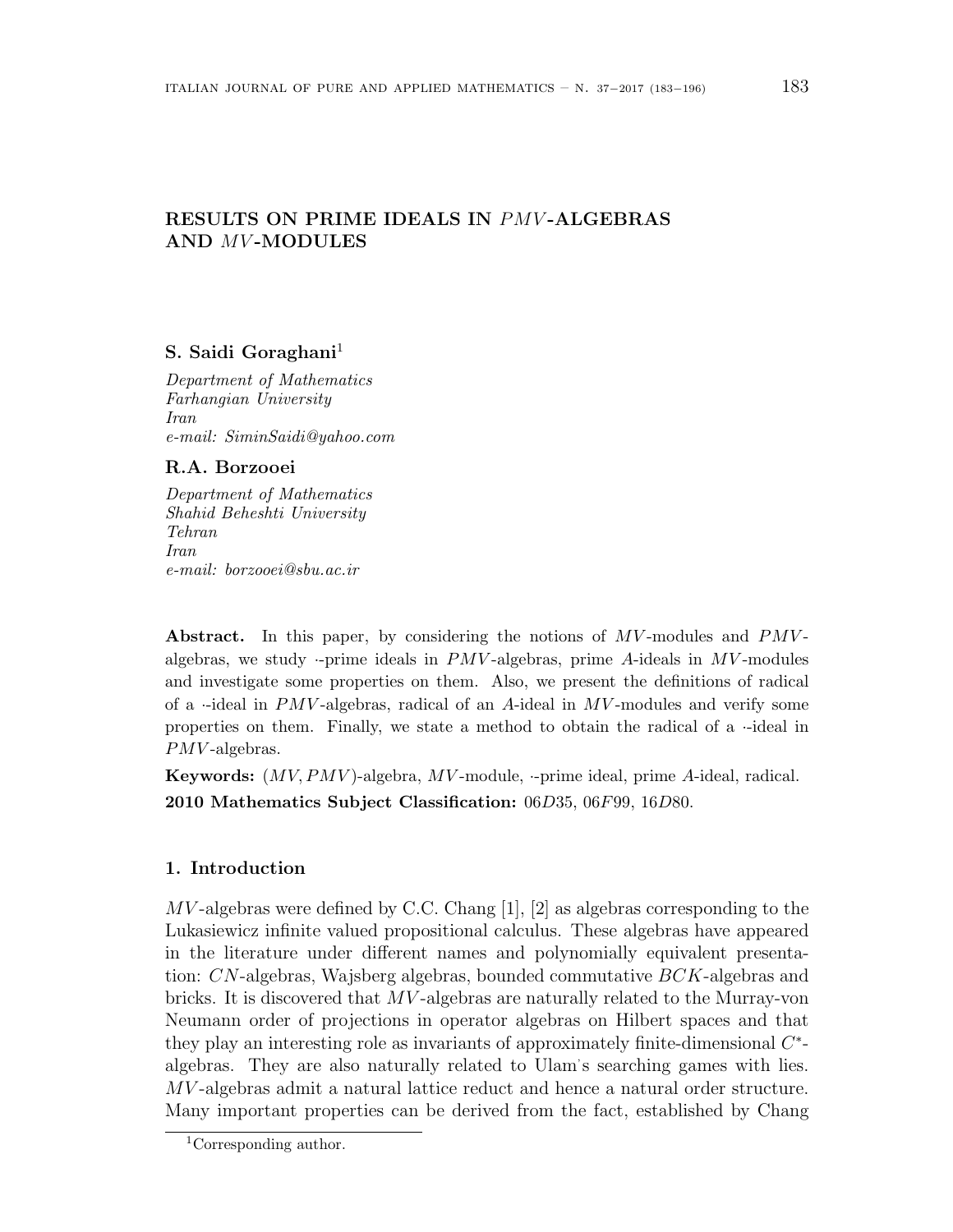# RESULTS ON PRIME IDEALS IN $PMV$-ALGEBRAS AND $MV$-MODULES

**S. Saidi Goraghani**[1]

*Department of Mathematics*
*Farhangian University*
*Iran*
*e-mail: SiminSaidi@yahoo.com*

**R.A. Borzooei**

*Department of Mathematics*
*Shahid Beheshti University*
*Tehran*
*Iran*
*e-mail: borzooei@sbu.ac.ir*

**Abstract.** In this paper, by considering the notions of $MV$-modules and $PMV$-algebras, we study $\cdot$-prime ideals in $PMV$-algebras, prime $A$-ideals in $MV$-modules and investigate some properties on them. Also, we present the definitions of radical of a $\cdot$-ideal in $PMV$-algebras, radical of an $A$-ideal in $MV$-modules and verify some properties on them. Finally, we state a method to obtain the radical of a $\cdot$-ideal in $PMV$-algebras.

**Keywords:** $(MV, PMV)$-algebra, $MV$-module, $\cdot$-prime ideal, prime $A$-ideal, radical.

**2010 Mathematics Subject Classification:** 06$D$35, 06$F$99, 16$D$80.

## 1. Introduction

$MV$-algebras were defined by C.C. Chang [1], [2] as algebras corresponding to the Lukasiewicz infinite valued propositional calculus. These algebras have appeared in the literature under different names and polynomially equivalent presentation: $CN$-algebras, Wajsberg algebras, bounded commutative $BCK$-algebras and bricks. It is discovered that $MV$-algebras are naturally related to the Murray-von Neumann order of projections in operator algebras on Hilbert spaces and that they play an interesting role as invariants of approximately finite-dimensional $C^*$-algebras. They are also naturally related to Ulam's searching games with lies. $MV$-algebras admit a natural lattice reduct and hence a natural order structure. Many important properties can be derived from the fact, established by Chang

[1] Corresponding author.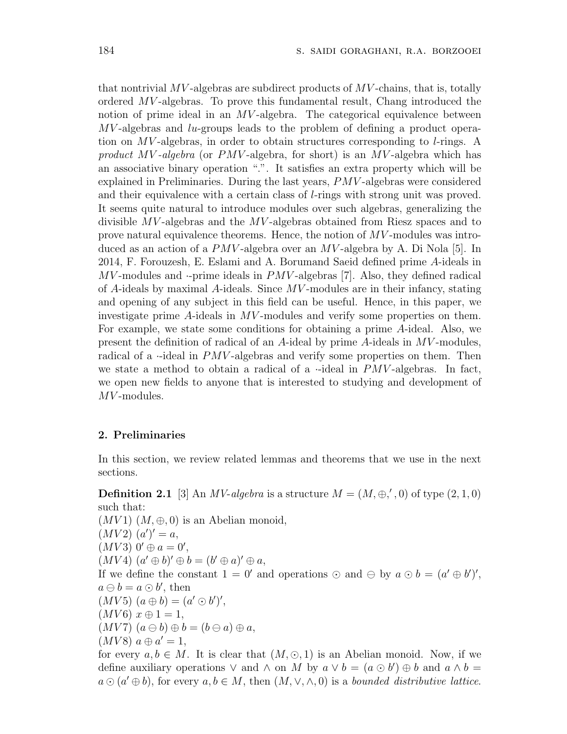that nontrivial $MV$-algebras are subdirect products of $MV$-chains, that is, totally ordered $MV$-algebras. To prove this fundamental result, Chang introduced the notion of prime ideal in an $MV$-algebra. The categorical equivalence between $MV$-algebras and $lu$-groups leads to the problem of defining a product operation on $MV$-algebras, in order to obtain structures corresponding to $l$-rings. A *product MV-algebra* (or $PMV$-algebra, for short) is an $MV$-algebra which has an associative binary operation "$.$". It satisfies an extra property which will be explained in Preliminaries. During the last years, $PMV$-algebras were considered and their equivalence with a certain class of $l$-rings with strong unit was proved. It seems quite natural to introduce modules over such algebras, generalizing the divisible $MV$-algebras and the $MV$-algebras obtained from Riesz spaces and to prove natural equivalence theorems. Hence, the notion of $MV$-modules was introduced as an action of a $PMV$-algebra over an $MV$-algebra by A. Di Nola [5]. In 2014, F. Forouzesh, E. Eslami and A. Borumand Saeid defined prime $A$-ideals in $MV$-modules and $\cdot$-prime ideals in $PMV$-algebras [7]. Also, they defined radical of $A$-ideals by maximal $A$-ideals. Since $MV$-modules are in their infancy, stating and opening of any subject in this field can be useful. Hence, in this paper, we investigate prime $A$-ideals in $MV$-modules and verify some properties on them. For example, we state some conditions for obtaining a prime $A$-ideal. Also, we present the definition of radical of an $A$-ideal by prime $A$-ideals in $MV$-modules, radical of a $\cdot$-ideal in $PMV$-algebras and verify some properties on them. Then we state a method to obtain a radical of a $\cdot$-ideal in $PMV$-algebras. In fact, we open new fields to anyone that is interested to studying and development of $MV$-modules.

## 2. Preliminaries

In this section, we review related lemmas and theorems that we use in the next sections.

**Definition 2.1** [3] An *MV-algebra* is a structure $M = (M, \oplus, ', 0)$ of type $(2, 1, 0)$ such that:
$(MV1)$ $(M, \oplus, 0)$ is an Abelian monoid,
$(MV2)$ $(a')' = a$,
$(MV3)$ $0' \oplus a = 0'$,
$(MV4)$ $(a' \oplus b)' \oplus b = (b' \oplus a)' \oplus a$,
If we define the constant $1 = 0'$ and operations $\odot$ and $\ominus$ by $a \odot b = (a' \oplus b')'$, $a \ominus b = a \odot b'$, then
$(MV5)$ $(a \oplus b) = (a' \odot b')'$,
$(MV6)$ $x \oplus 1 = 1$,
$(MV7)$ $(a \ominus b) \oplus b = (b \ominus a) \oplus a$,
$(MV8)$ $a \oplus a' = 1$,
for every $a, b \in M$. It is clear that $(M, \odot, 1)$ is an Abelian monoid. Now, if we define auxiliary operations $\vee$ and $\wedge$ on $M$ by $a \vee b = (a \odot b') \oplus b$ and $a \wedge b = a \odot (a' \oplus b)$, for every $a, b \in M$, then $(M, \vee, \wedge, 0)$ is a *bounded distributive lattice*.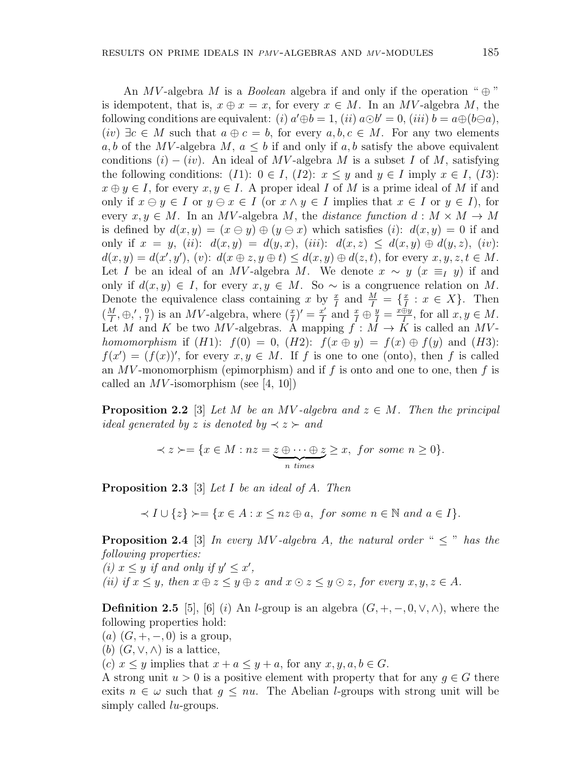An $MV$-algebra $M$ is a *Boolean* algebra if and only if the operation " $\oplus$ " is idempotent, that is, $x \oplus x = x$, for every $x \in M$. In an $MV$-algebra $M$, the following conditions are equivalent: $(i)$ $a' \oplus b = 1$, $(ii)$ $a \odot b' = 0$, $(iii)$ $b = a \oplus (b \ominus a)$, $(iv)$ $\exists c \in M$ such that $a \oplus c = b$, for every $a, b, c \in M$. For any two elements $a, b$ of the $MV$-algebra $M$, $a \leq b$ if and only if $a, b$ satisfy the above equivalent conditions $(i) - (iv)$. An ideal of $MV$-algebra $M$ is a subset $I$ of $M$, satisfying the following conditions: $(I1)$: $0 \in I$, $(I2)$: $x \leq y$ and $y \in I$ imply $x \in I$, $(I3)$: $x \oplus y \in I$, for every $x, y \in I$. A proper ideal $I$ of $M$ is a prime ideal of $M$ if and only if $x \ominus y \in I$ or $y \ominus x \in I$ (or $x \wedge y \in I$ implies that $x \in I$ or $y \in I$), for every $x, y \in M$. In an $MV$-algebra $M$, the *distance function* $d : M \times M \to M$ is defined by $d(x, y) = (x \ominus y) \oplus (y \ominus x)$ which satisfies $(i)$: $d(x, y) = 0$ if and only if $x = y$, $(ii)$: $d(x, y) = d(y, x)$, $(iii)$: $d(x, z) \leq d(x, y) \oplus d(y, z)$, $(iv)$: $d(x, y) = d(x', y')$, $(v)$: $d(x \oplus z, y \oplus t) \leq d(x, y) \oplus d(z, t)$, for every $x, y, z, t \in M$. Let $I$ be an ideal of an $MV$-algebra $M$. We denote $x \sim y$ ($x \equiv_I y$) if and only if $d(x, y) \in I$, for every $x, y \in M$. So $\sim$ is a congruence relation on $M$. Denote the equivalence class containing $x$ by $\frac{x}{I}$ and $\frac{M}{I} = \{\frac{x}{I} : x \in X\}$. Then $(\frac{M}{I}, \oplus, ', \frac{0}{I})$ is an $MV$-algebra, where $(\frac{x}{I})' = \frac{x'}{I}$ and $\frac{x}{I} \oplus \frac{y}{I} = \frac{x \oplus y}{I}$, for all $x, y \in M$. Let $M$ and $K$ be two $MV$-algebras. A mapping $f : M \to K$ is called an *$MV$-homomorphism* if $(H1)$: $f(0) = 0$, $(H2)$: $f(x \oplus y) = f(x) \oplus f(y)$ and $(H3)$: $f(x') = (f(x))'$, for every $x, y \in M$. If $f$ is one to one (onto), then $f$ is called an $MV$-monomorphism (epimorphism) and if $f$ is onto and one to one, then $f$ is called an $MV$-isomorphism (see [4, 10])

**Proposition 2.2** [3] *Let $M$ be an $MV$-algebra and $z \in M$. Then the principal ideal generated by $z$ is denoted by $\prec z \succ$ and*

$$\prec z \succ = \{x \in M : nz = \underbrace{z \oplus \cdots \oplus z}_{n \ times} \geq x, \ for \ some \ n \geq 0\}.$$

**Proposition 2.3** [3] *Let $I$ be an ideal of $A$. Then*

$$\prec I \cup \{z\} \succ = \{x \in A : x \leq nz \oplus a, \ for \ some \ n \in \mathbb{N} \ and \ a \in I\}.$$

**Proposition 2.4** [3] *In every $MV$-algebra $A$, the natural order " $\leq$ " has the following properties:*
*(i) $x \leq y$ if and only if $y' \leq x'$,*
*(ii) if $x \leq y$, then $x \oplus z \leq y \oplus z$ and $x \odot z \leq y \odot z$, for every $x, y, z \in A$.*

**Definition 2.5** [5], [6] $(i)$ An $l$-group is an algebra $(G, +, -, 0, \vee, \wedge)$, where the following properties hold:
$(a)$ $(G, +, -, 0)$ is a group,
$(b)$ $(G, \vee, \wedge)$ is a lattice,
$(c)$ $x \leq y$ implies that $x + a \leq y + a$, for any $x, y, a, b \in G$.
A strong unit $u > 0$ is a positive element with property that for any $g \in G$ there exits $n \in \omega$ such that $g \leq nu$. The Abelian $l$-groups with strong unit will be simply called $lu$-groups.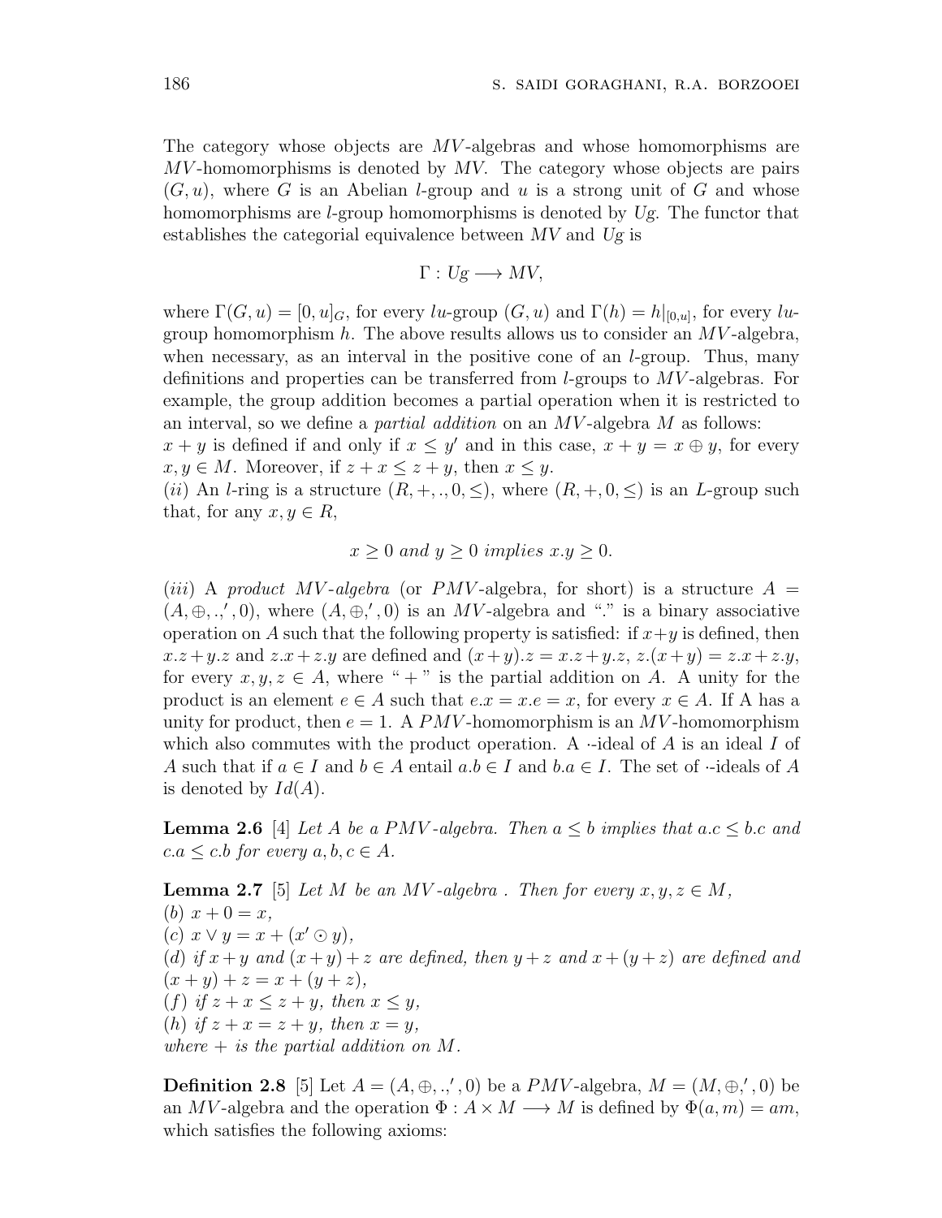The category whose objects are $MV$-algebras and whose homomorphisms are $MV$-homomorphisms is denoted by *MV*. The category whose objects are pairs $(G, u)$, where $G$ is an Abelian $l$-group and $u$ is a strong unit of $G$ and whose homomorphisms are $l$-group homomorphisms is denoted by *Ug*. The functor that establishes the categorial equivalence between *MV* and *Ug* is

$$\Gamma : Ug \longrightarrow MV,$$

where $\Gamma(G, u) = [0, u]_G$, for every $lu$-group $(G, u)$ and $\Gamma(h) = h|_{[0,u]}$, for every $lu$-group homomorphism $h$. The above results allows us to consider an $MV$-algebra, when necessary, as an interval in the positive cone of an $l$-group. Thus, many definitions and properties can be transferred from $l$-groups to $MV$-algebras. For example, the group addition becomes a partial operation when it is restricted to an interval, so we define a *partial addition* on an $MV$-algebra $M$ as follows:
$x + y$ is defined if and only if $x \leq y'$ and in this case, $x + y = x \oplus y$, for every $x, y \in M$. Moreover, if $z + x \leq z + y$, then $x \leq y$.
$(ii)$ An $l$-ring is a structure $(R, +, ., 0, \leq)$, where $(R, +, 0, \leq)$ is an $L$-group such that, for any $x, y \in R$,

$$x \geq 0 \text{ and } y \geq 0 \text{ implies } x.y \geq 0.$$

$(iii)$ A *product MV-algebra* (or $PMV$-algebra, for short) is a structure $A = (A, \oplus, ., ', 0)$, where $(A, \oplus, ', 0)$ is an $MV$-algebra and "." is a binary associative operation on $A$ such that the following property is satisfied: if $x+y$ is defined, then $x.z+y.z$ and $z.x+z.y$ are defined and $(x+y).z = x.z+y.z$, $z.(x+y) = z.x+z.y$, for every $x, y, z \in A$, where " + " is the partial addition on $A$. A unity for the product is an element $e \in A$ such that $e.x = x.e = x$, for every $x \in A$. If A has a unity for product, then $e = 1$. A $PMV$-homomorphism is an $MV$-homomorphism which also commutes with the product operation. A $\cdot$-ideal of $A$ is an ideal $I$ of $A$ such that if $a \in I$ and $b \in A$ entail $a.b \in I$ and $b.a \in I$. The set of $\cdot$-ideals of $A$ is denoted by $Id(A)$.

**Lemma 2.6** [4] *Let $A$ be a $PMV$-algebra. Then $a \leq b$ implies that $a.c \leq b.c$ and $c.a \leq c.b$ for every $a, b, c \in A$.*

**Lemma 2.7** [5] *Let $M$ be an $MV$-algebra . Then for every $x, y, z \in M$,*
$(b)$ $x + 0 = x$,
$(c)$ $x \vee y = x + (x' \odot y)$,
$(d)$ *if $x + y$ and $(x + y) + z$ are defined, then $y + z$ and $x + (y + z)$ are defined and* $(x + y) + z = x + (y + z)$,
$(f)$ *if $z + x \leq z + y$, then $x \leq y$,*
$(h)$ *if $z + x = z + y$, then $x = y$,*
*where + is the partial addition on $M$.*

**Definition 2.8** [5] Let $A = (A, \oplus, ., ', 0)$ be a $PMV$-algebra, $M = (M, \oplus, ', 0)$ be an $MV$-algebra and the operation $\Phi : A \times M \longrightarrow M$ is defined by $\Phi(a, m) = am$, which satisfies the following axioms: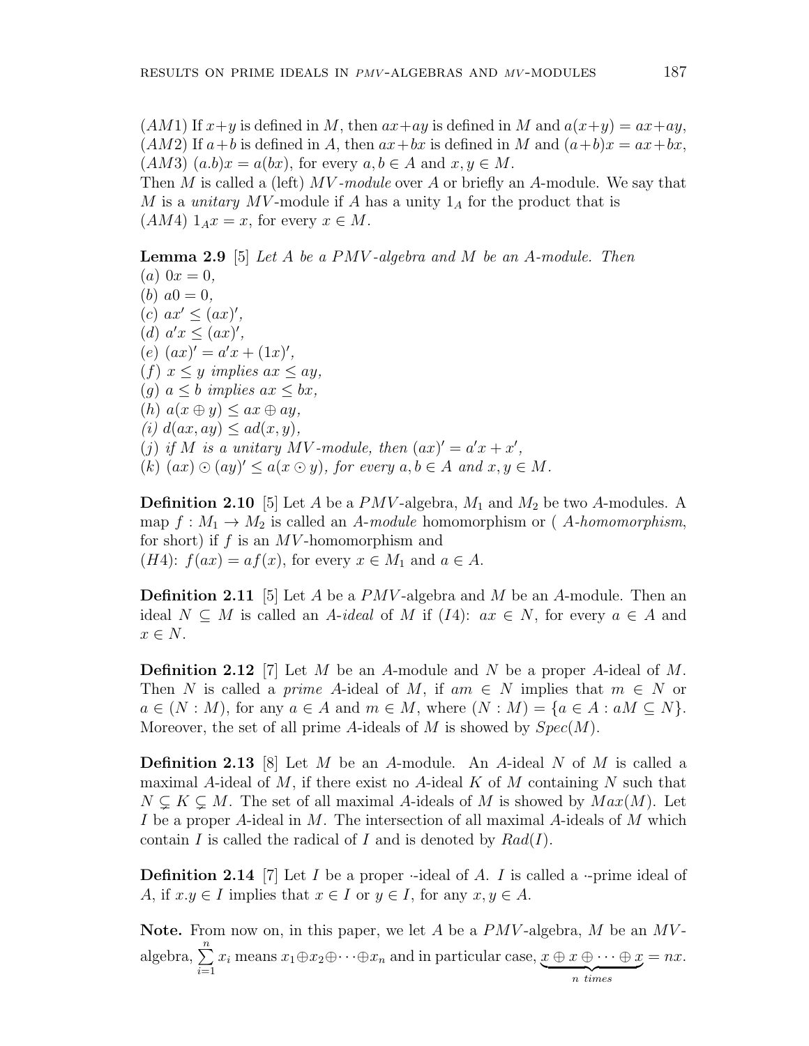$(AM1)$ If $x+y$ is defined in $M$, then $ax+ay$ is defined in $M$ and $a(x+y) = ax+ay$,
$(AM2)$ If $a+b$ is defined in $A$, then $ax+bx$ is defined in $M$ and $(a+b)x = ax+bx$,
$(AM3)$ $(a.b)x = a(bx)$, for every $a, b \in A$ and $x, y \in M$.
Then $M$ is called a (left) *MV-module* over $A$ or briefly an $A$-module. We say that $M$ is a *unitary* $MV$-module if $A$ has a unity $1_A$ for the product that is
$(AM4)$ $1_A x = x$, for every $x \in M$.

**Lemma 2.9** [5] *Let $A$ be a $PMV$-algebra and $M$ be an $A$-module. Then*
$(a)$ $0x = 0$,
$(b)$ $a0 = 0$,
$(c)$ $ax' \leq (ax)'$,
$(d)$ $a'x \leq (ax)'$,
$(e)$ $(ax)' = a'x + (1x)'$,
$(f)$ *$x \leq y$ implies $ax \leq ay$,*
$(g)$ *$a \leq b$ implies $ax \leq bx$,*
$(h)$ $a(x \oplus y) \leq ax \oplus ay$,
$(i)$ $d(ax, ay) \leq ad(x, y)$,
$(j)$ *if $M$ is a unitary $MV$-module, then $(ax)' = a'x + x'$,*
$(k)$ *$(ax) \odot (ay)' \leq a(x \odot y)$, for every $a, b \in A$ and $x, y \in M$.*

**Definition 2.10** [5] Let $A$ be a $PMV$-algebra, $M_1$ and $M_2$ be two $A$-modules. A map $f : M_1 \to M_2$ is called an *$A$-module* homomorphism or ( *$A$-homomorphism*, for short) if $f$ is an $MV$-homomorphism and
$(H4)$: $f(ax) = af(x)$, for every $x \in M_1$ and $a \in A$.

**Definition 2.11** [5] Let $A$ be a $PMV$-algebra and $M$ be an $A$-module. Then an ideal $N \subseteq M$ is called an *$A$-ideal* of $M$ if $(I4)$: $ax \in N$, for every $a \in A$ and $x \in N$.

**Definition 2.12** [7] Let $M$ be an $A$-module and $N$ be a proper $A$-ideal of $M$. Then $N$ is called a *prime* $A$-ideal of $M$, if $am \in N$ implies that $m \in N$ or $a \in (N : M)$, for any $a \in A$ and $m \in M$, where $(N : M) = \{a \in A : aM \subseteq N\}$. Moreover, the set of all prime $A$-ideals of $M$ is showed by $Spec(M)$.

**Definition 2.13** [8] Let $M$ be an $A$-module. An $A$-ideal $N$ of $M$ is called a maximal $A$-ideal of $M$, if there exist no $A$-ideal $K$ of $M$ containing $N$ such that $N \subsetneq K \subsetneq M$. The set of all maximal $A$-ideals of $M$ is showed by $Max(M)$. Let $I$ be a proper $A$-ideal in $M$. The intersection of all maximal $A$-ideals of $M$ which contain $I$ is called the radical of $I$ and is denoted by $Rad(I)$.

**Definition 2.14** [7] Let $I$ be a proper $\cdot$-ideal of $A$. $I$ is called a $\cdot$-prime ideal of $A$, if $x.y \in I$ implies that $x \in I$ or $y \in I$, for any $x, y \in A$.

**Note.** From now on, in this paper, we let $A$ be a $PMV$-algebra, $M$ be an $MV$-algebra, $\sum_{i=1}^{n} x_i$ means $x_1 \oplus x_2 \oplus \cdots \oplus x_n$ and in particular case, $\underbrace{x \oplus x \oplus \cdots \oplus x}_{n \text{ times}} = nx$.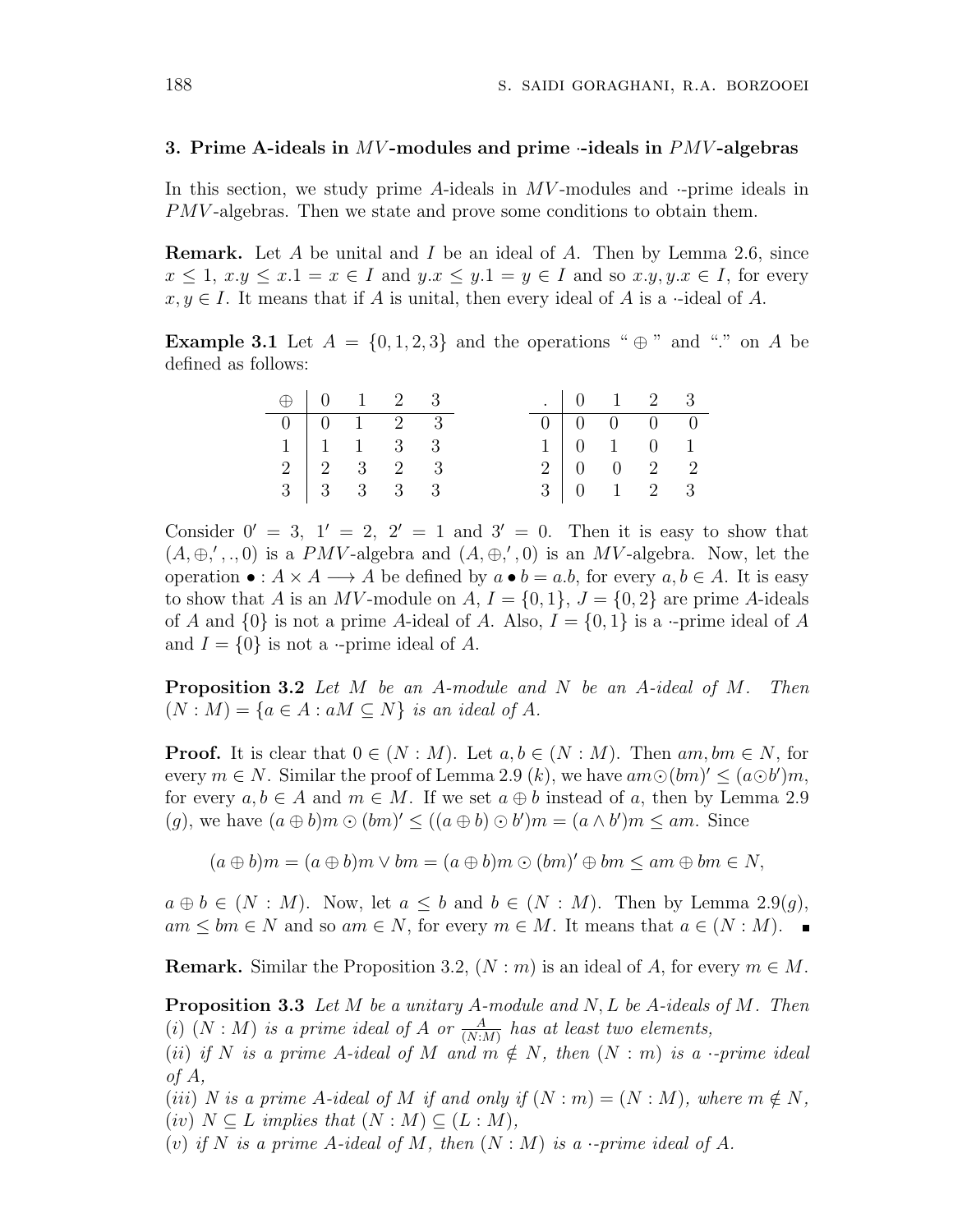### 3. Prime A-ideals in $MV$-modules and prime $\cdot$-ideals in $PMV$-algebras

In this section, we study prime $A$-ideals in $MV$-modules and $\cdot$-prime ideals in $PMV$-algebras. Then we state and prove some conditions to obtain them.

**Remark.** Let $A$ be unital and $I$ be an ideal of $A$. Then by Lemma 2.6, since $x \leq 1$, $x.y \leq x.1 = x \in I$ and $y.x \leq y.1 = y \in I$ and so $x.y, y.x \in I$, for every $x, y \in I$. It means that if $A$ is unital, then every ideal of $A$ is a $\cdot$-ideal of $A$.

**Example 3.1** Let $A = \{0, 1, 2, 3\}$ and the operations "$\oplus$" and "." on $A$ be defined as follows:

| $\oplus$ | 0 | 1 | 2 | 3 |
|---|---|---|---|---|
| 0 | 0 | 1 | 2 | 3 |
| 1 | 1 | 1 | 3 | 3 |
| 2 | 2 | 3 | 2 | 3 |
| 3 | 3 | 3 | 3 | 3 |

| . | 0 | 1 | 2 | 3 |
|---|---|---|---|---|
| 0 | 0 | 0 | 0 | 0 |
| 1 | 0 | 1 | 0 | 1 |
| 2 | 0 | 0 | 2 | 2 |
| 3 | 0 | 1 | 2 | 3 |

Consider $0' = 3$, $1' = 2$, $2' = 1$ and $3' = 0$. Then it is easy to show that $(A, \oplus, ', ., 0)$ is a $PMV$-algebra and $(A, \oplus, ', 0)$ is an $MV$-algebra. Now, let the operation $\bullet : A \times A \longrightarrow A$ be defined by $a \bullet b = a.b$, for every $a, b \in A$. It is easy to show that $A$ is an $MV$-module on $A$, $I = \{0, 1\}$, $J = \{0, 2\}$ are prime $A$-ideals of $A$ and $\{0\}$ is not a prime $A$-ideal of $A$. Also, $I = \{0, 1\}$ is a $\cdot$-prime ideal of $A$ and $I = \{0\}$ is not a $\cdot$-prime ideal of $A$.

**Proposition 3.2** *Let $M$ be an $A$-module and $N$ be an $A$-ideal of $M$. Then $(N : M) = \{a \in A : aM \subseteq N\}$ is an ideal of $A$.*

**Proof.** It is clear that $0 \in (N : M)$. Let $a, b \in (N : M)$. Then $am, bm \in N$, for every $m \in N$. Similar the proof of Lemma 2.9 $(k)$, we have $am \odot (bm)' \leq (a \odot b')m$, for every $a, b \in A$ and $m \in M$. If we set $a \oplus b$ instead of $a$, then by Lemma 2.9 $(g)$, we have $(a \oplus b)m \odot (bm)' \leq ((a \oplus b) \odot b')m = (a \wedge b')m \leq am$. Since

$$(a \oplus b)m = (a \oplus b)m \vee bm = (a \oplus b)m \odot (bm)' \oplus bm \leq am \oplus bm \in N,$$

$a \oplus b \in (N : M)$. Now, let $a \leq b$ and $b \in (N : M)$. Then by Lemma 2.9$(g)$, $am \leq bm \in N$ and so $am \in N$, for every $m \in M$. It means that $a \in (N : M)$. ∎

**Remark.** Similar the Proposition 3.2, $(N : m)$ is an ideal of $A$, for every $m \in M$.

**Proposition 3.3** *Let $M$ be a unitary $A$-module and $N, L$ be $A$-ideals of $M$. Then*
*(i) $(N : M)$ is a prime ideal of $A$ or $\frac{A}{(N:M)}$ has at least two elements,*
*(ii) if $N$ is a prime $A$-ideal of $M$ and $m \notin N$, then $(N : m)$ is a $\cdot$-prime ideal of $A$,*
*(iii) $N$ is a prime $A$-ideal of $M$ if and only if $(N : m) = (N : M)$, where $m \notin N$,*
*(iv) $N \subseteq L$ implies that $(N : M) \subseteq (L : M)$,*
*(v) if $N$ is a prime $A$-ideal of $M$, then $(N : M)$ is a $\cdot$-prime ideal of $A$.*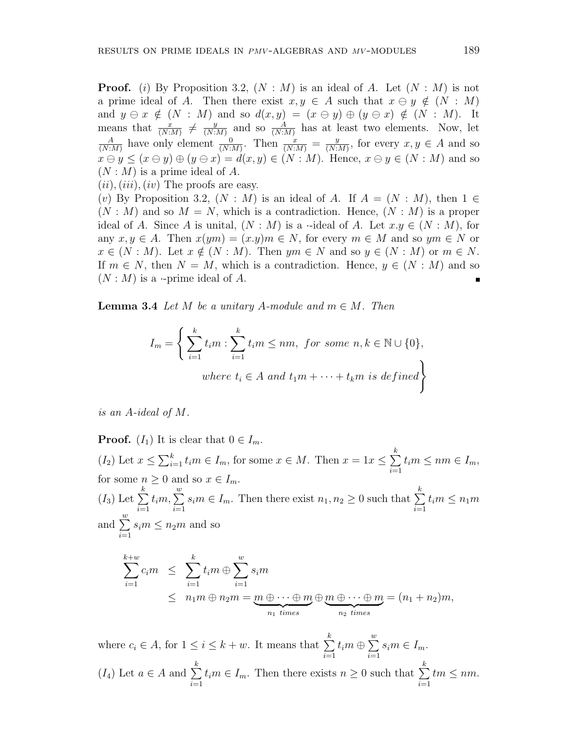**Proof.** (*i*) By Proposition 3.2, $(N : M)$ is an ideal of $A$. Let $(N : M)$ is not a prime ideal of $A$. Then there exist $x, y \in A$ such that $x \ominus y \notin (N : M)$ and $y \ominus x \notin (N : M)$ and so $d(x, y) = (x \ominus y) \oplus (y \ominus x) \notin (N : M)$. It means that $\frac{x}{(N:M)} \neq \frac{y}{(N:M)}$ and so $\frac{A}{(N:M)}$ has at least two elements. Now, let $\frac{A}{(N:M)}$ have only element $\frac{0}{(N:M)}$. Then $\frac{x}{(N:M)} = \frac{y}{(N:M)}$, for every $x, y \in A$ and so $x \ominus y \leq (x \ominus y) \oplus (y \ominus x) = d(x, y) \in (N : M)$. Hence, $x \ominus y \in (N : M)$ and so $(N : M)$ is a prime ideal of $A$.

$(ii), (iii), (iv)$ The proofs are easy.

$(v)$ By Proposition 3.2, $(N : M)$ is an ideal of $A$. If $A = (N : M)$, then $1 \in (N : M)$ and so $M = N$, which is a contradiction. Hence, $(N : M)$ is a proper ideal of $A$. Since $A$ is unital, $(N : M)$ is a $\cdot$-ideal of $A$. Let $x.y \in (N : M)$, for any $x, y \in A$. Then $x(ym) = (x.y)m \in N$, for every $m \in M$ and so $ym \in N$ or $x \in (N : M)$. Let $x \notin (N : M)$. Then $ym \in N$ and so $y \in (N : M)$ or $m \in N$. If $m \in N$, then $N = M$, which is a contradiction. Hence, $y \in (N : M)$ and so $(N : M)$ is a $\cdot$-prime ideal of $A$. ∎

**Lemma 3.4** *Let $M$ be a unitary $A$-module and $m \in M$. Then*

$$I_m = \left\{ \sum_{i=1}^{k} t_i m : \sum_{i=1}^{k} t_i m \leq nm, \ for \ some \ n, k \in \mathbb{N} \cup \{0\}, \right.$$
$$\left. where \ t_i \in A \ and \ t_1 m + \cdots + t_k m \ is \ defined \right\}$$

*is an $A$-ideal of $M$.*

**Proof.** $(I_1)$ It is clear that $0 \in I_m$.

$(I_2)$ Let $x \leq \sum_{i=1}^{k} t_i m \in I_m$, for some $x \in M$. Then $x = 1x \leq \sum_{i=1}^{k} t_i m \leq nm \in I_m$, for some $n \geq 0$ and so $x \in I_m$.

$(I_3)$ Let $\sum_{i=1}^{k} t_i m, \sum_{i=1}^{w} s_i m \in I_m$. Then there exist $n_1, n_2 \geq 0$ such that $\sum_{i=1}^{k} t_i m \leq n_1 m$ and $\sum_{i=1}^{w} s_i m \leq n_2 m$ and so

$$\begin{aligned}
\sum_{i=1}^{k+w} c_i m &\leq \sum_{i=1}^{k} t_i m \oplus \sum_{i=1}^{w} s_i m \\
&\leq n_1 m \oplus n_2 m = \underbrace{m \oplus \cdots \oplus m}_{n_1 \ times} \oplus \underbrace{m \oplus \cdots \oplus m}_{n_2 \ times} = (n_1 + n_2) m,
\end{aligned}$$

where $c_i \in A$, for $1 \leq i \leq k + w$. It means that $\sum_{i=1}^{k} t_i m \oplus \sum_{i=1}^{w} s_i m \in I_m$.

$(I_4)$ Let $a \in A$ and $\sum_{i=1}^{k} t_i m \in I_m$. Then there exists $n \geq 0$ such that $\sum_{i=1}^{k} tm \leq nm$.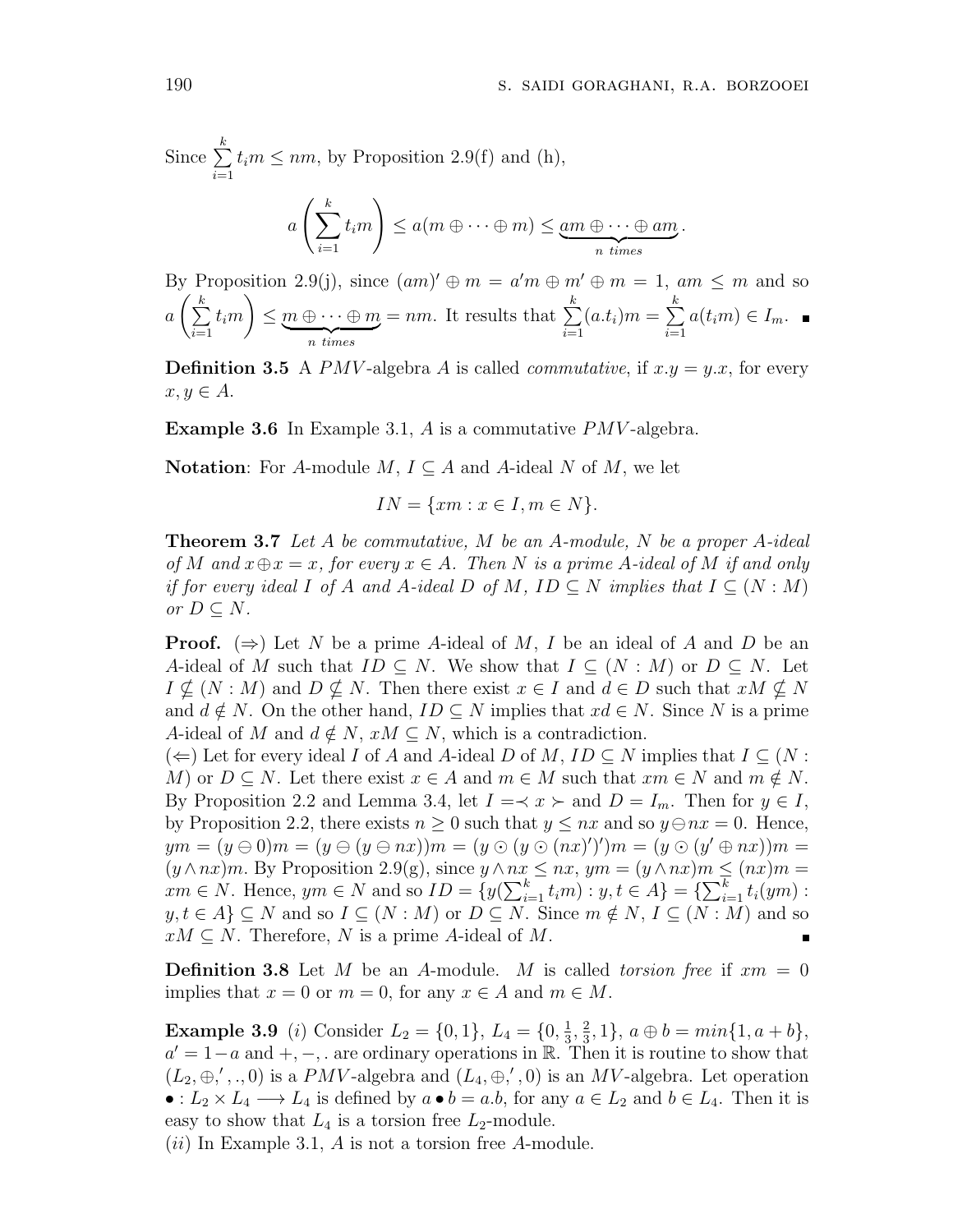Since $\sum_{i=1}^{k} t_i m \leq nm$, by Proposition 2.9(f) and (h),

$$a\left(\sum_{i=1}^{k} t_i m\right) \leq a(m \oplus \cdots \oplus m) \leq \underbrace{am \oplus \cdots \oplus am}_{n \ times}.$$

By Proposition 2.9(j), since $(am)' \oplus m = a'm \oplus m' \oplus m = 1$, $am \leq m$ and so $a\left(\sum_{i=1}^{k} t_i m\right) \leq \underbrace{m \oplus \cdots \oplus m}_{n \ times} = nm$. It results that $\sum_{i=1}^{k}(a.t_i)m = \sum_{i=1}^{k} a(t_i m) \in I_m$. ∎

**Definition 3.5** A $PMV$-algebra $A$ is called *commutative*, if $x.y = y.x$, for every $x, y \in A$.

**Example 3.6** In Example 3.1, $A$ is a commutative $PMV$-algebra.

**Notation**: For $A$-module $M$, $I \subseteq A$ and $A$-ideal $N$ of $M$, we let

$$IN = \{xm : x \in I, m \in N\}.$$

**Theorem 3.7** *Let $A$ be commutative, $M$ be an $A$-module, $N$ be a proper $A$-ideal of $M$ and $x \oplus x = x$, for every $x \in A$. Then $N$ is a prime $A$-ideal of $M$ if and only if for every ideal $I$ of $A$ and $A$-ideal $D$ of $M$, $ID \subseteq N$ implies that $I \subseteq (N : M)$ or $D \subseteq N$.*

**Proof.** $(\Rightarrow)$ Let $N$ be a prime $A$-ideal of $M$, $I$ be an ideal of $A$ and $D$ be an $A$-ideal of $M$ such that $ID \subseteq N$. We show that $I \subseteq (N : M)$ or $D \subseteq N$. Let $I \nsubseteq (N : M)$ and $D \nsubseteq N$. Then there exist $x \in I$ and $d \in D$ such that $xM \nsubseteq N$ and $d \notin N$. On the other hand, $ID \subseteq N$ implies that $xd \in N$. Since $N$ is a prime $A$-ideal of $M$ and $d \notin N$, $xM \subseteq N$, which is a contradiction.
$(\Leftarrow)$ Let for every ideal $I$ of $A$ and $A$-ideal $D$ of $M$, $ID \subseteq N$ implies that $I \subseteq (N : M)$ or $D \subseteq N$. Let there exist $x \in A$ and $m \in M$ such that $xm \in N$ and $m \notin N$. By Proposition 2.2 and Lemma 3.4, let $I = \prec x \succ$ and $D = I_m$. Then for $y \in I$, by Proposition 2.2, there exists $n \geq 0$ such that $y \leq nx$ and so $y \ominus nx = 0$. Hence, $ym = (y \ominus 0)m = (y \ominus (y \ominus nx))m = (y \odot (y \odot (nx)')')m = (y \odot (y' \oplus nx))m = (y \wedge nx)m$. By Proposition 2.9(g), since $y \wedge nx \leq nx$, $ym = (y \wedge nx)m \leq (nx)m = xm \in N$. Hence, $ym \in N$ and so $ID = \{y(\sum_{i=1}^{k} t_i m) : y, t \in A\} = \{\sum_{i=1}^{k} t_i(ym) : y, t \in A\} \subseteq N$ and so $I \subseteq (N : M)$ or $D \subseteq N$. Since $m \notin N$, $I \subseteq (N : M)$ and so $xM \subseteq N$. Therefore, $N$ is a prime $A$-ideal of $M$. ∎

**Definition 3.8** Let $M$ be an $A$-module. $M$ is called *torsion free* if $xm = 0$ implies that $x = 0$ or $m = 0$, for any $x \in A$ and $m \in M$.

**Example 3.9** $(i)$ Consider $L_2 = \{0, 1\}$, $L_4 = \{0, \frac{1}{3}, \frac{2}{3}, 1\}$, $a \oplus b = min\{1, a + b\}$, $a' = 1 - a$ and $+, -, .$ are ordinary operations in $\mathbb{R}$. Then it is routine to show that $(L_2, \oplus, ', ., 0)$ is a $PMV$-algebra and $(L_4, \oplus, ', 0)$ is an $MV$-algebra. Let operation $\bullet : L_2 \times L_4 \longrightarrow L_4$ is defined by $a \bullet b = a.b$, for any $a \in L_2$ and $b \in L_4$. Then it is easy to show that $L_4$ is a torsion free $L_2$-module.
$(ii)$ In Example 3.1, $A$ is not a torsion free $A$-module.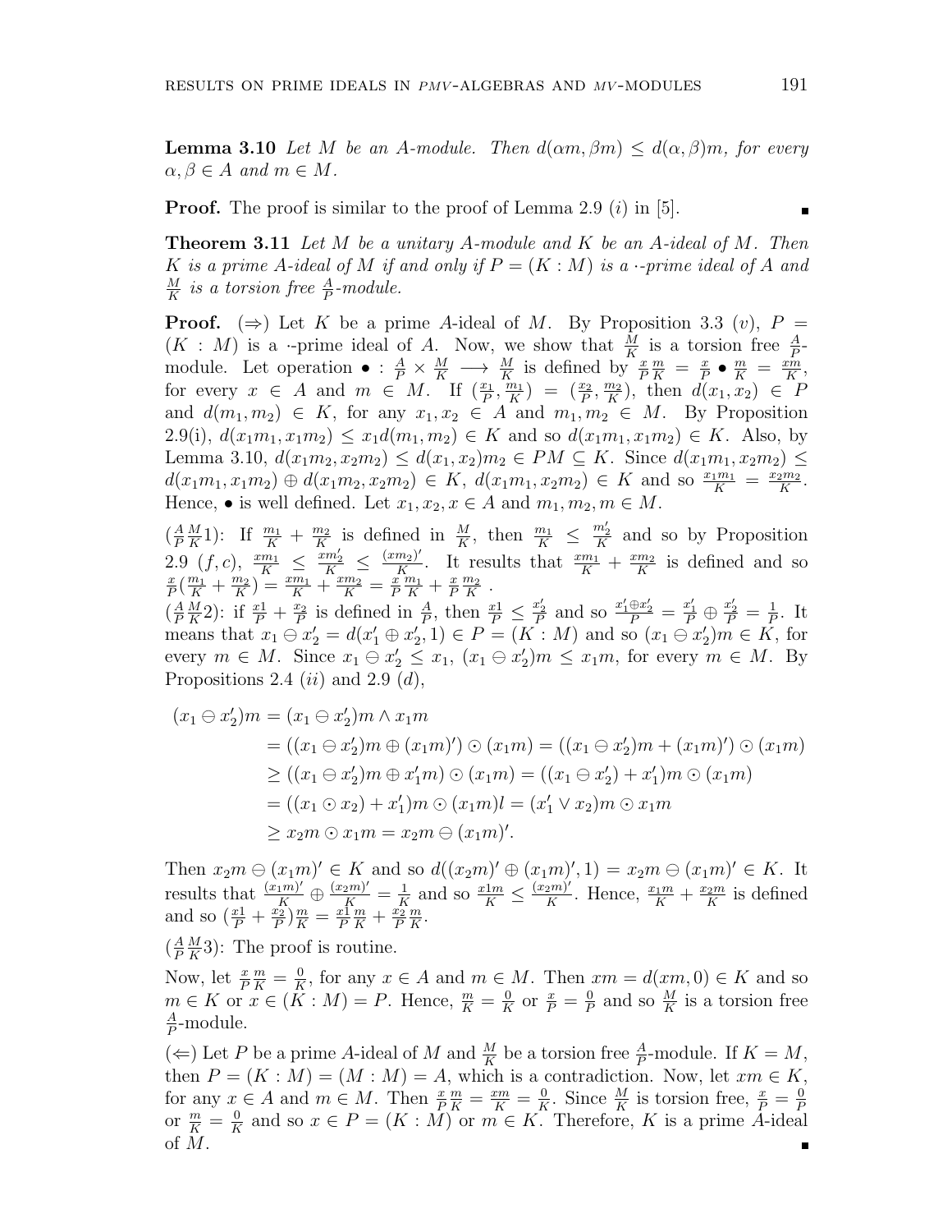**Lemma 3.10** *Let $M$ be an $A$-module. Then $d(\alpha m, \beta m) \leq d(\alpha, \beta)m$, for every $\alpha, \beta \in A$ and $m \in M$.*

**Proof.** The proof is similar to the proof of Lemma 2.9 $(i)$ in [5]. ∎

**Theorem 3.11** *Let $M$ be a unitary $A$-module and $K$ be an $A$-ideal of $M$. Then $K$ is a prime $A$-ideal of $M$ if and only if $P = (K : M)$ is a $\cdot$-prime ideal of $A$ and $\frac{M}{K}$ is a torsion free $\frac{A}{P}$-module.*

**Proof.** $(\Rightarrow)$ Let $K$ be a prime $A$-ideal of $M$. By Proposition 3.3 $(v)$, $P = (K : M)$ is a $\cdot$-prime ideal of $A$. Now, we show that $\frac{M}{K}$ is a torsion free $\frac{A}{P}$-module. Let operation $\bullet : \frac{A}{P} \times \frac{M}{K} \longrightarrow \frac{M}{K}$ is defined by $\frac{x}{P}\frac{m}{K} = \frac{x}{P} \bullet \frac{m}{K} = \frac{xm}{K}$, for every $x \in A$ and $m \in M$. If $(\frac{x_1}{P}, \frac{m_1}{K}) = (\frac{x_2}{P}, \frac{m_2}{K})$, then $d(x_1, x_2) \in P$ and $d(m_1, m_2) \in K$, for any $x_1, x_2 \in A$ and $m_1, m_2 \in M$. By Proposition 2.9(i), $d(x_1m_1, x_1m_2) \leq x_1 d(m_1, m_2) \in K$ and so $d(x_1m_1, x_1m_2) \in K$. Also, by Lemma 3.10, $d(x_1m_2, x_2m_2) \leq d(x_1, x_2)m_2 \in PM \subseteq K$. Since $d(x_1m_1, x_2m_2) \leq d(x_1m_1, x_1m_2) \oplus d(x_1m_2, x_2m_2) \in K$, $d(x_1m_1, x_2m_2) \in K$ and so $\frac{x_1m_1}{K} = \frac{x_2m_2}{K}$. Hence, $\bullet$ is well defined. Let $x_1, x_2, x \in A$ and $m_1, m_2, m \in M$.

$(\frac{A}{P}\frac{M}{K}1)$: If $\frac{m_1}{K} + \frac{m_2}{K}$ is defined in $\frac{M}{K}$, then $\frac{m_1}{K} \leq \frac{m_2'}{K}$ and so by Proposition 2.9 $(f, c)$, $\frac{xm_1}{K} \leq \frac{xm_2'}{K} \leq \frac{(xm_2)'}{K}$. It results that $\frac{xm_1}{K} + \frac{xm_2}{K}$ is defined and so $\frac{x}{P}(\frac{m_1}{K} + \frac{m_2}{K}) = \frac{xm_1}{K} + \frac{xm_2}{K} = \frac{x}{P}\frac{m_1}{K} + \frac{x}{P}\frac{m_2}{K}$ .

$(\frac{A}{P}\frac{M}{K}2)$: if $\frac{x1}{P} + \frac{x_2}{P}$ is defined in $\frac{A}{P}$, then $\frac{x1}{P} \leq \frac{x_2'}{P}$ and so $\frac{x_1' \oplus x_2'}{P} = \frac{x_1'}{P} \oplus \frac{x_2'}{P} = \frac{1}{P}$. It means that $x_1 \ominus x_2' = d(x_1' \oplus x_2', 1) \in P = (K : M)$ and so $(x_1 \ominus x_2')m \in K$, for every $m \in M$. Since $x_1 \ominus x_2' \leq x_1$, $(x_1 \ominus x_2')m \leq x_1m$, for every $m \in M$. By Propositions 2.4 $(ii)$ and 2.9 $(d)$,

$$\begin{aligned}
(x_1 \ominus x_2')m &= (x_1 \ominus x_2')m \wedge x_1m \\
&= ((x_1 \ominus x_2')m \oplus (x_1m)') \odot (x_1m) = ((x_1 \ominus x_2')m + (x_1m)') \odot (x_1m) \\
&\geq ((x_1 \ominus x_2')m \oplus x_1'm) \odot (x_1m) = ((x_1 \ominus x_2') + x_1')m \odot (x_1m) \\
&= ((x_1 \odot x_2) + x_1')m \odot (x_1m)l = (x_1' \vee x_2)m \odot x_1m \\
&\geq x_2m \odot x_1m = x_2m \ominus (x_1m)'.
\end{aligned}$$

Then $x_2m \ominus (x_1m)' \in K$ and so $d((x_2m)' \oplus (x_1m)', 1) = x_2m \ominus (x_1m)' \in K$. It results that $\frac{(x_1m)'}{K} \oplus \frac{(x_2m)'}{K} = \frac{1}{K}$ and so $\frac{x1m}{K} \leq \frac{(x_2m)'}{K}$. Hence, $\frac{x_1m}{K} + \frac{x_2m}{K}$ is defined and so $(\frac{x1}{P} + \frac{x_2}{P})\frac{m}{K} = \frac{x1}{P}\frac{m}{K} + \frac{x_2}{P}\frac{m}{K}$.

$(\frac{A}{P}\frac{M}{K}3)$: The proof is routine.

Now, let $\frac{x}{P}\frac{m}{K} = \frac{0}{K}$, for any $x \in A$ and $m \in M$. Then $xm = d(xm, 0) \in K$ and so $m \in K$ or $x \in (K : M) = P$. Hence, $\frac{m}{K} = \frac{0}{K}$ or $\frac{x}{P} = \frac{0}{P}$ and so $\frac{M}{K}$ is a torsion free $\frac{A}{P}$-module.

$(\Leftarrow)$ Let $P$ be a prime $A$-ideal of $M$ and $\frac{M}{K}$ be a torsion free $\frac{A}{P}$-module. If $K = M$, then $P = (K : M) = (M : M) = A$, which is a contradiction. Now, let $xm \in K$, for any $x \in A$ and $m \in M$. Then $\frac{x}{P}\frac{m}{K} = \frac{xm}{K} = \frac{0}{K}$. Since $\frac{M}{K}$ is torsion free, $\frac{x}{P} = \frac{0}{P}$ or $\frac{m}{K} = \frac{0}{K}$ and so $x \in P = (K : M)$ or $m \in K$. Therefore, $K$ is a prime $A$-ideal of $M$. ∎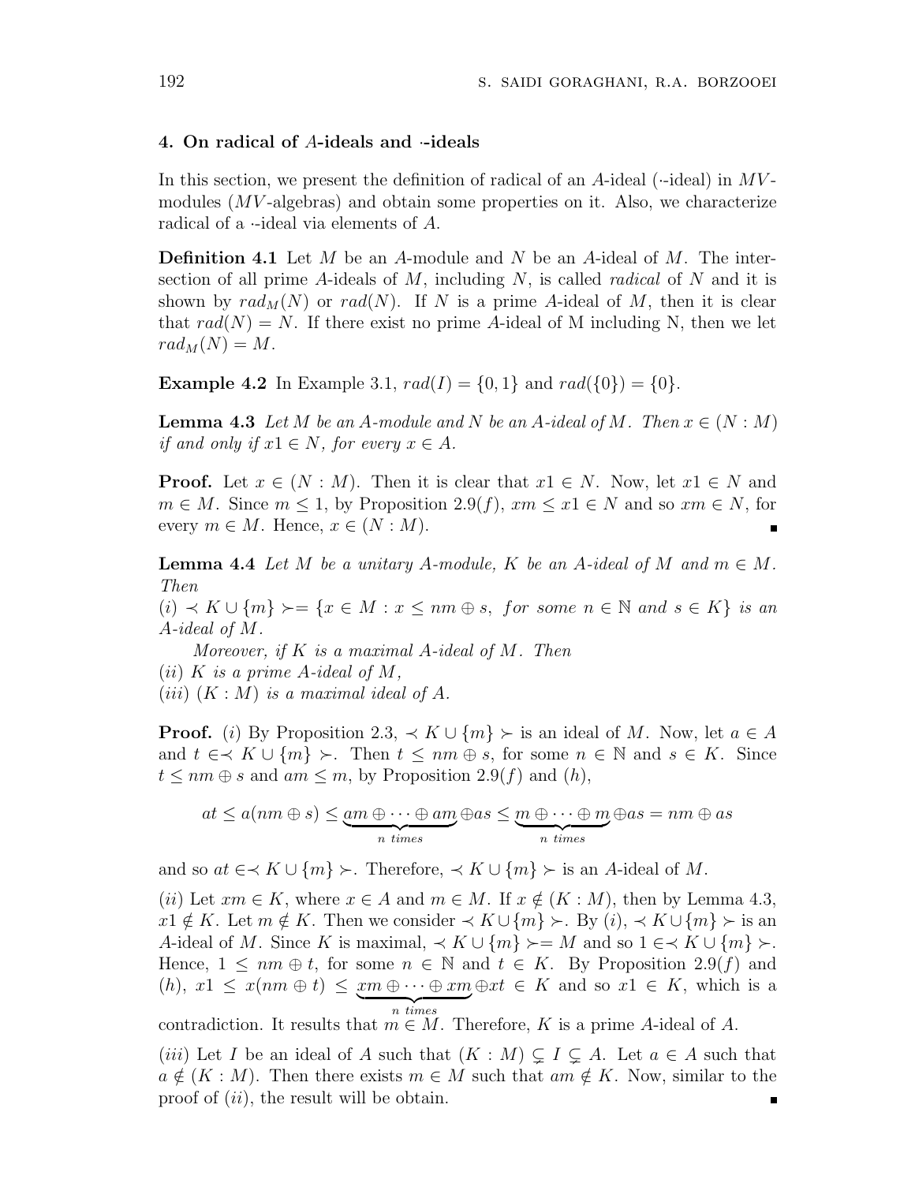### 4. On radical of $A$-ideals and $\cdot$-ideals

In this section, we present the definition of radical of an $A$-ideal ($\cdot$-ideal) in $MV$-modules ($MV$-algebras) and obtain some properties on it. Also, we characterize radical of a $\cdot$-ideal via elements of $A$.

**Definition 4.1** Let $M$ be an $A$-module and $N$ be an $A$-ideal of $M$. The intersection of all prime $A$-ideals of $M$, including $N$, is called *radical* of $N$ and it is shown by $rad_M(N)$ or $rad(N)$. If $N$ is a prime $A$-ideal of $M$, then it is clear that $rad(N) = N$. If there exist no prime $A$-ideal of M including N, then we let $rad_M(N) = M$.

**Example 4.2** In Example 3.1, $rad(I) = \{0, 1\}$ and $rad(\{0\}) = \{0\}$.

**Lemma 4.3** *Let $M$ be an $A$-module and $N$ be an $A$-ideal of $M$. Then $x \in (N : M)$ if and only if $x1 \in N$, for every $x \in A$.*

**Proof.** Let $x \in (N : M)$. Then it is clear that $x1 \in N$. Now, let $x1 \in N$ and $m \in M$. Since $m \leq 1$, by Proposition 2.9$(f)$, $xm \leq x1 \in N$ and so $xm \in N$, for every $m \in M$. Hence, $x \in (N : M)$. ∎

**Lemma 4.4** *Let $M$ be a unitary $A$-module, $K$ be an $A$-ideal of $M$ and $m \in M$. Then*

*(i) $\prec K \cup \{m\} \succ = \{x \in M : x \leq nm \oplus s,\ for\ some\ n \in \mathbb{N}\ and\ s \in K\}$ is an $A$-ideal of $M$.*

*Moreover, if $K$ is a maximal $A$-ideal of $M$. Then*

*(ii) $K$ is a prime $A$-ideal of $M$,*

*(iii) $(K : M)$ is a maximal ideal of $A$.*

**Proof.** $(i)$ By Proposition 2.3, $\prec K \cup \{m\} \succ$ is an ideal of $M$. Now, let $a \in A$ and $t \in \prec K \cup \{m\} \succ$. Then $t \leq nm \oplus s$, for some $n \in \mathbb{N}$ and $s \in K$. Since $t \leq nm \oplus s$ and $am \leq m$, by Proposition 2.9$(f)$ and $(h)$,

$$at \leq a(nm \oplus s) \leq \underbrace{am \oplus \cdots \oplus am}_{n\ times} \oplus as \leq \underbrace{m \oplus \cdots \oplus m}_{n\ times} \oplus as = nm \oplus as$$

and so $at \in \prec K \cup \{m\} \succ$. Therefore, $\prec K \cup \{m\} \succ$ is an $A$-ideal of $M$.

$(ii)$ Let $xm \in K$, where $x \in A$ and $m \in M$. If $x \notin (K : M)$, then by Lemma 4.3, $x1 \notin K$. Let $m \notin K$. Then we consider $\prec K \cup \{m\} \succ$. By $(i)$, $\prec K \cup \{m\} \succ$ is an $A$-ideal of $M$. Since $K$ is maximal, $\prec K \cup \{m\} \succ = M$ and so $1 \in \prec K \cup \{m\} \succ$. Hence, $1 \leq nm \oplus t$, for some $n \in \mathbb{N}$ and $t \in K$. By Proposition 2.9$(f)$ and $(h)$, $x1 \leq x(nm \oplus t) \leq \underbrace{xm \oplus \cdots \oplus xm}_{n\ times} \oplus xt \in K$ and so $x1 \in K$, which is a contradiction. It results that $m \in M$. Therefore, $K$ is a prime $A$-ideal of $A$.

$(iii)$ Let $I$ be an ideal of $A$ such that $(K : M) \subsetneq I \subsetneq A$. Let $a \in A$ such that $a \notin (K : M)$. Then there exists $m \in M$ such that $am \notin K$. Now, similar to the proof of $(ii)$, the result will be obtain. ∎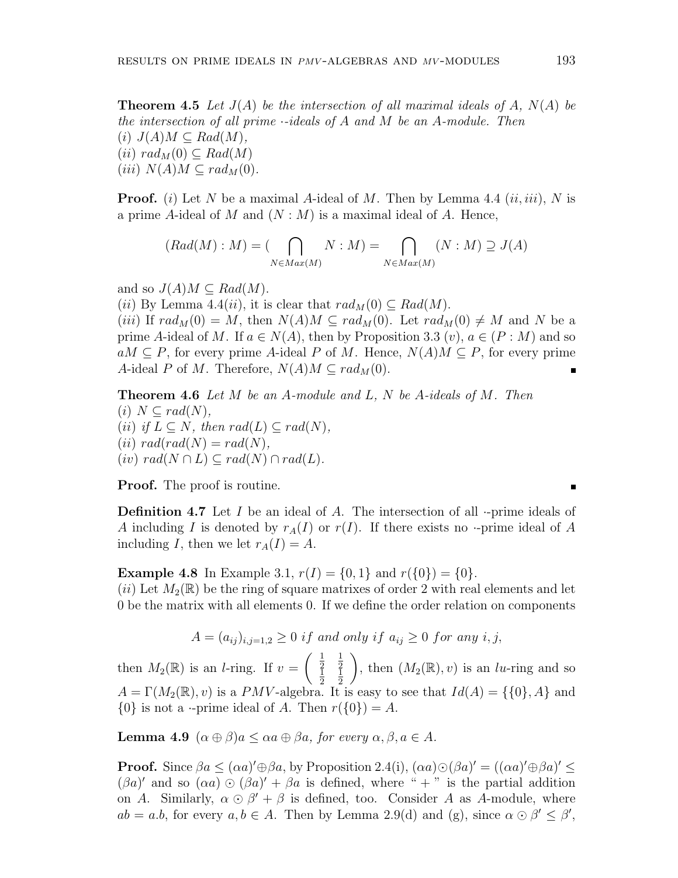**Theorem 4.5** *Let $J(A)$ be the intersection of all maximal ideals of $A$, $N(A)$ be the intersection of all prime $\cdot$-ideals of $A$ and $M$ be an $A$-module. Then*
*(i) $J(A)M \subseteq Rad(M)$,*
*(ii) $rad_M(0) \subseteq Rad(M)$*
*(iii) $N(A)M \subseteq rad_M(0)$.*

**Proof.** $(i)$ Let $N$ be a maximal $A$-ideal of $M$. Then by Lemma 4.4 $(ii, iii)$, $N$ is a prime $A$-ideal of $M$ and $(N : M)$ is a maximal ideal of $A$. Hence,

$$(Rad(M) : M) = (\bigcap_{N \in Max(M)} N : M) = \bigcap_{N \in Max(M)} (N : M) \supseteq J(A)$$

and so $J(A)M \subseteq Rad(M)$.
$(ii)$ By Lemma 4.4$(ii)$, it is clear that $rad_M(0) \subseteq Rad(M)$.
$(iii)$ If $rad_M(0) = M$, then $N(A)M \subseteq rad_M(0)$. Let $rad_M(0) \neq M$ and $N$ be a prime $A$-ideal of $M$. If $a \in N(A)$, then by Proposition 3.3 $(v)$, $a \in (P : M)$ and so $aM \subseteq P$, for every prime $A$-ideal $P$ of $M$. Hence, $N(A)M \subseteq P$, for every prime $A$-ideal $P$ of $M$. Therefore, $N(A)M \subseteq rad_M(0)$. ∎

**Theorem 4.6** *Let $M$ be an $A$-module and $L$, $N$ be $A$-ideals of $M$. Then*
*(i) $N \subseteq rad(N)$,*
*(ii) if $L \subseteq N$, then $rad(L) \subseteq rad(N)$,*
*(ii) $rad(rad(N) = rad(N)$,*
*(iv) $rad(N \cap L) \subseteq rad(N) \cap rad(L)$.*

**Proof.** The proof is routine. ∎

**Definition 4.7** Let $I$ be an ideal of $A$. The intersection of all $\cdot$-prime ideals of $A$ including $I$ is denoted by $r_A(I)$ or $r(I)$. If there exists no $\cdot$-prime ideal of $A$ including $I$, then we let $r_A(I) = A$.

**Example 4.8** In Example 3.1, $r(I) = \{0, 1\}$ and $r(\{0\}) = \{0\}$.
$(ii)$ Let $M_2(\mathbb{R})$ be the ring of square matrixes of order 2 with real elements and let 0 be the matrix with all elements 0. If we define the order relation on components

$$A = (a_{ij})_{i,j=1,2} \geq 0 \ if \ and \ only \ if \ a_{ij} \geq 0 \ for \ any \ i, j,$$

then $M_2(\mathbb{R})$ is an $l$-ring. If $v = \begin{pmatrix} \frac{1}{2} & \frac{1}{2} \\ \frac{1}{2} & \frac{1}{2} \end{pmatrix}$, then $(M_2(\mathbb{R}), v)$ is an $lu$-ring and so $A = \Gamma(M_2(\mathbb{R}), v)$ is a $PMV$-algebra. It is easy to see that $Id(A) = \{\{0\}, A\}$ and $\{0\}$ is not a $\cdot$-prime ideal of $A$. Then $r(\{0\}) = A$.

**Lemma 4.9** *$(\alpha \oplus \beta)a \leq \alpha a \oplus \beta a$, for every $\alpha, \beta, a \in A$.*

**Proof.** Since $\beta a \leq (\alpha a)' \oplus \beta a$, by Proposition 2.4(i), $(\alpha a) \odot (\beta a)' = ((\alpha a)' \oplus \beta a)' \leq (\beta a)'$ and so $(\alpha a) \odot (\beta a)' + \beta a$ is defined, where " + " is the partial addition on $A$. Similarly, $\alpha \odot \beta' + \beta$ is defined, too. Consider $A$ as $A$-module, where $ab = a.b$, for every $a, b \in A$. Then by Lemma 2.9(d) and (g), since $\alpha \odot \beta' \leq \beta'$,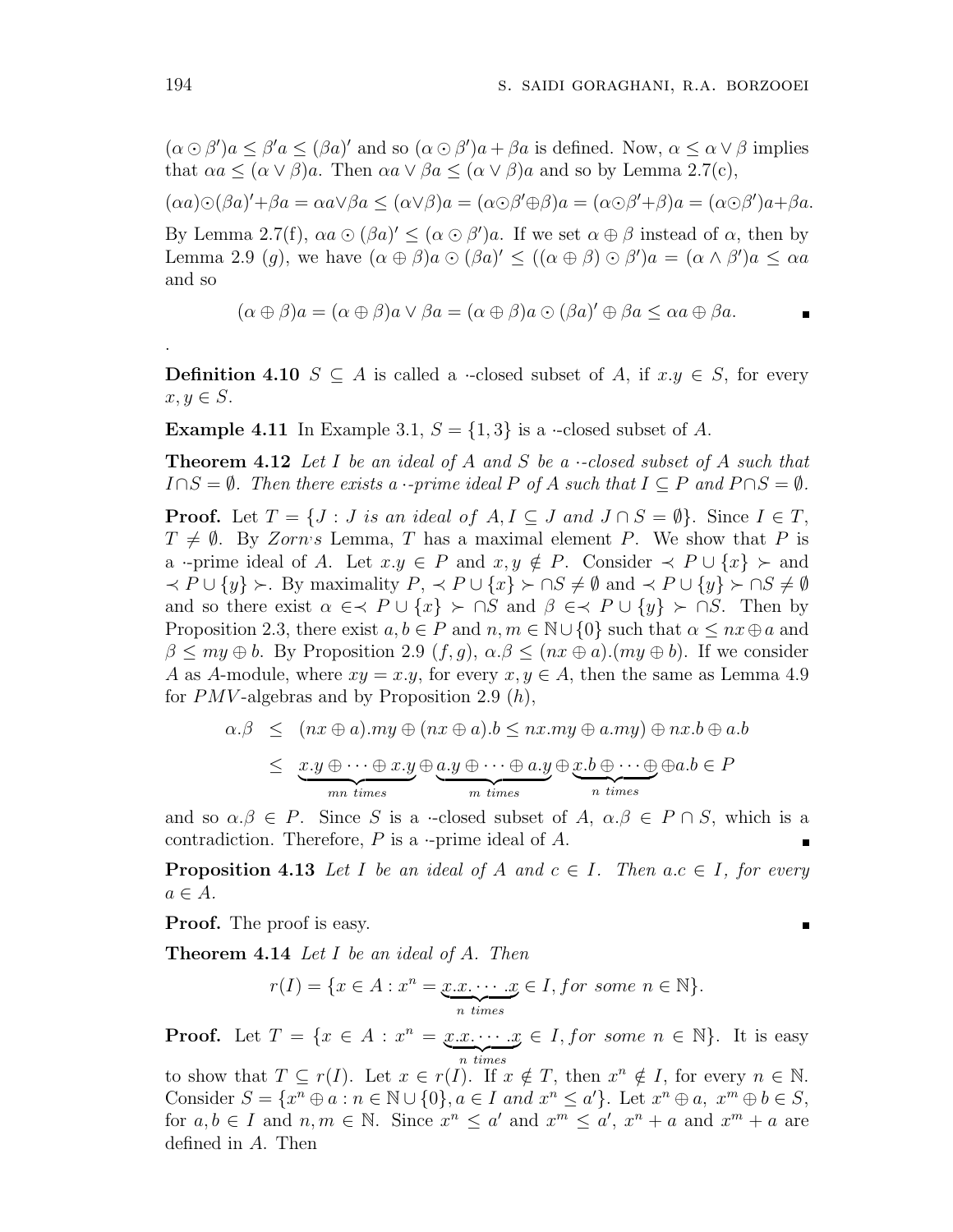$(\alpha \odot \beta')a \leq \beta' a \leq (\beta a)'$ and so $(\alpha \odot \beta')a + \beta a$ is defined. Now, $\alpha \leq \alpha \vee \beta$ implies that $\alpha a \leq (\alpha \vee \beta)a$. Then $\alpha a \vee \beta a \leq (\alpha \vee \beta)a$ and so by Lemma 2.7(c),

$$(\alpha a) \odot (\beta a)' + \beta a = \alpha a \vee \beta a \leq (\alpha \vee \beta)a = (\alpha \odot \beta' \oplus \beta)a = (\alpha \odot \beta' + \beta)a = (\alpha \odot \beta')a + \beta a.$$

By Lemma 2.7(f), $\alpha a \odot (\beta a)' \leq (\alpha \odot \beta')a$. If we set $\alpha \oplus \beta$ instead of $\alpha$, then by Lemma 2.9 $(g)$, we have $(\alpha \oplus \beta)a \odot (\beta a)' \leq ((\alpha \oplus \beta) \odot \beta')a = (\alpha \wedge \beta')a \leq \alpha a$ and so

$$(\alpha \oplus \beta)a = (\alpha \oplus \beta)a \vee \beta a = (\alpha \oplus \beta)a \odot (\beta a)' \oplus \beta a \leq \alpha a \oplus \beta a.$$

∎

.

**Definition 4.10** $S \subseteq A$ is called a $\cdot$-closed subset of $A$, if $x.y \in S$, for every $x, y \in S$.

**Example 4.11** In Example 3.1, $S = \{1, 3\}$ is a $\cdot$-closed subset of $A$.

**Theorem 4.12** *Let $I$ be an ideal of $A$ and $S$ be a $\cdot$-closed subset of $A$ such that $I \cap S = \emptyset$. Then there exists a $\cdot$-prime ideal $P$ of $A$ such that $I \subseteq P$ and $P \cap S = \emptyset$.*

**Proof.** Let $T = \{J : J \text{ is an ideal of } A, I \subseteq J \text{ and } J \cap S = \emptyset\}$. Since $I \in T$, $T \neq \emptyset$. By *Zorn's* Lemma, $T$ has a maximal element $P$. We show that $P$ is a $\cdot$-prime ideal of $A$. Let $x.y \in P$ and $x, y \notin P$. Consider $\prec P \cup \{x\} \succ$ and $\prec P \cup \{y\} \succ$. By maximality $P$, $\prec P \cup \{x\} \succ \cap S \neq \emptyset$ and $\prec P \cup \{y\} \succ \cap S \neq \emptyset$ and so there exist $\alpha \in \prec P \cup \{x\} \succ \cap S$ and $\beta \in \prec P \cup \{y\} \succ \cap S$. Then by Proposition 2.3, there exist $a, b \in P$ and $n, m \in \mathbb{N} \cup \{0\}$ such that $\alpha \leq nx \oplus a$ and $\beta \leq my \oplus b$. By Proposition 2.9 $(f, g)$, $\alpha.\beta \leq (nx \oplus a).(my \oplus b)$. If we consider $A$ as $A$-module, where $xy = x.y$, for every $x, y \in A$, then the same as Lemma 4.9 for $PMV$-algebras and by Proposition 2.9 $(h)$,

$$\begin{aligned}
\alpha.\beta &\leq (nx \oplus a).my \oplus (nx \oplus a).b \leq nx.my \oplus a.my) \oplus nx.b \oplus a.b \\
&\leq \underbrace{x.y \oplus \cdots \oplus x.y}_{mn \ times} \oplus \underbrace{a.y \oplus \cdots \oplus a.y}_{m \ times} \oplus \underbrace{x.b \oplus \cdots \oplus}_{n \ times} \oplus a.b \in P
\end{aligned}$$

and so $\alpha.\beta \in P$. Since $S$ is a $\cdot$-closed subset of $A$, $\alpha.\beta \in P \cap S$, which is a contradiction. Therefore, $P$ is a $\cdot$-prime ideal of $A$. ∎

**Proposition 4.13** *Let $I$ be an ideal of $A$ and $c \in I$. Then $a.c \in I$, for every $a \in A$.*

**Proof.** The proof is easy. ∎

**Theorem 4.14** *Let $I$ be an ideal of $A$. Then*

$$r(I) = \{x \in A : x^n = \underbrace{x.x. \cdots .x}_{n \ times} \in I, for \ some \ n \in \mathbb{N}\}.$$

**Proof.** Let $T = \{x \in A : x^n = \underbrace{x.x. \cdots .x}_{n \ times} \in I, for \ some \ n \in \mathbb{N}\}$. It is easy to show that $T \subseteq r(I)$. Let $x \in r(I)$. If $x \notin T$, then $x^n \notin I$, for every $n \in \mathbb{N}$. Consider $S = \{x^n \oplus a : n \in \mathbb{N} \cup \{0\}, a \in I \text{ and } x^n \leq a'\}$. Let $x^n \oplus a$, $x^m \oplus b \in S$, for $a, b \in I$ and $n, m \in \mathbb{N}$. Since $x^n \leq a'$ and $x^m \leq a'$, $x^n + a$ and $x^m + a$ are defined in $A$. Then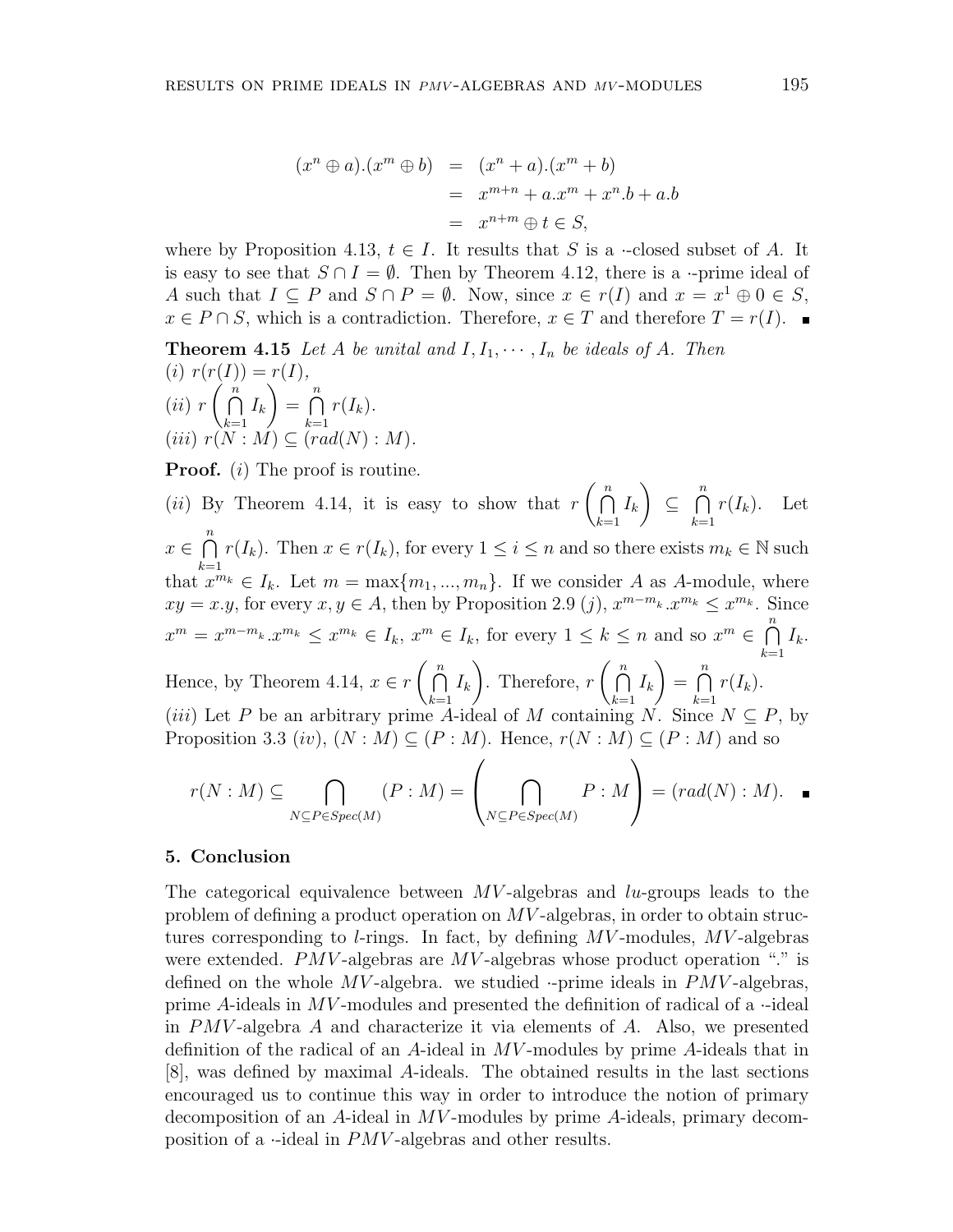$$
\begin{aligned}
(x^n \oplus a).(x^m \oplus b) &= (x^n + a).(x^m + b) \\
&= x^{m+n} + a.x^m + x^n.b + a.b \\
&= x^{n+m} \oplus t \in S,
\end{aligned}
$$

where by Proposition 4.13, $t \in I$. It results that $S$ is a $\cdot$-closed subset of $A$. It is easy to see that $S \cap I = \emptyset$. Then by Theorem 4.12, there is a $\cdot$-prime ideal of $A$ such that $I \subseteq P$ and $S \cap P = \emptyset$. Now, since $x \in r(I)$ and $x = x^1 \oplus 0 \in S$, $x \in P \cap S$, which is a contradiction. Therefore, $x \in T$ and therefore $T = r(I)$. ∎

**Theorem 4.15** *Let $A$ be unital and $I, I_1, \cdots, I_n$ be ideals of $A$. Then*
*(i)* $r(r(I)) = r(I)$,
*(ii)* $r\left(\bigcap\limits_{k=1}^{n} I_k\right) = \bigcap\limits_{k=1}^{n} r(I_k)$.
*(iii)* $r(N : M) \subseteq (rad(N) : M)$.

**Proof.** $(i)$ The proof is routine.

$(ii)$ By Theorem 4.14, it is easy to show that $r\left(\bigcap\limits_{k=1}^{n} I_k\right) \subseteq \bigcap\limits_{k=1}^{n} r(I_k)$. Let $x \in \bigcap\limits_{k=1}^{n} r(I_k)$. Then $x \in r(I_k)$, for every $1 \leq i \leq n$ and so there exists $m_k \in \mathbb{N}$ such that $x^{m_k} \in I_k$. Let $m = \max\{m_1, ..., m_n\}$. If we consider $A$ as $A$-module, where $xy = x.y$, for every $x, y \in A$, then by Proposition 2.9 $(j)$, $x^{m-m_k}.x^{m_k} \leq x^{m_k}$. Since $x^m = x^{m-m_k}.x^{m_k} \leq x^{m_k} \in I_k$, $x^m \in I_k$, for every $1 \leq k \leq n$ and so $x^m \in \bigcap\limits_{k=1}^{n} I_k$. Hence, by Theorem 4.14, $x \in r\left(\bigcap\limits_{k=1}^{n} I_k\right)$. Therefore, $r\left(\bigcap\limits_{k=1}^{n} I_k\right) = \bigcap\limits_{k=1}^{n} r(I_k)$.

$(iii)$ Let $P$ be an arbitrary prime $A$-ideal of $M$ containing $N$. Since $N \subseteq P$, by Proposition 3.3 $(iv)$, $(N : M) \subseteq (P : M)$. Hence, $r(N : M) \subseteq (P : M)$ and so

$$
r(N : M) \subseteq \bigcap_{N \subseteq P \in Spec(M)} (P : M) = \left( \bigcap_{N \subseteq P \in Spec(M)} P : M \right) = (rad(N) : M). \quad ∎
$$

## 5. Conclusion

The categorical equivalence between $MV$-algebras and $lu$-groups leads to the problem of defining a product operation on $MV$-algebras, in order to obtain structures corresponding to $l$-rings. In fact, by defining $MV$-modules, $MV$-algebras were extended. $PMV$-algebras are $MV$-algebras whose product operation "." is defined on the whole $MV$-algebra. we studied $\cdot$-prime ideals in $PMV$-algebras, prime $A$-ideals in $MV$-modules and presented the definition of radical of a $\cdot$-ideal in $PMV$-algebra $A$ and characterize it via elements of $A$. Also, we presented definition of the radical of an $A$-ideal in $MV$-modules by prime $A$-ideals that in [8], was defined by maximal $A$-ideals. The obtained results in the last sections encouraged us to continue this way in order to introduce the notion of primary decomposition of an $A$-ideal in $MV$-modules by prime $A$-ideals, primary decomposition of a $\cdot$-ideal in $PMV$-algebras and other results.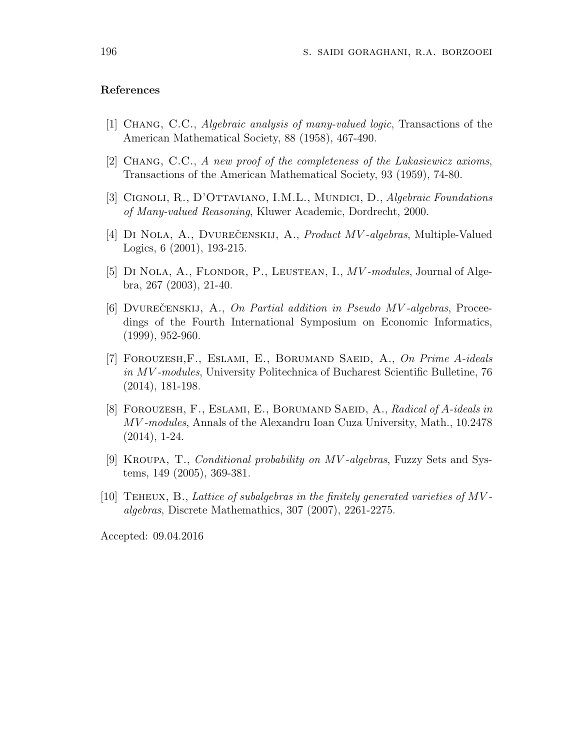## References

[1] Chang, C.C., *Algebraic analysis of many-valued logic*, Transactions of the American Mathematical Society, 88 (1958), 467-490.

[2] Chang, C.C., *A new proof of the completeness of the Lukasiewicz axioms*, Transactions of the American Mathematical Society, 93 (1959), 74-80.

[3] Cignoli, R., D'Ottaviano, I.M.L., Mundici, D., *Algebraic Foundations of Many-valued Reasoning*, Kluwer Academic, Dordrecht, 2000.

[4] Di Nola, A., Dvurečenskij, A., *Product MV-algebras*, Multiple-Valued Logics, 6 (2001), 193-215.

[5] Di Nola, A., Flondor, P., Leustean, I., *MV-modules*, Journal of Algebra, 267 (2003), 21-40.

[6] Dvurečenskij, A., *On Partial addition in Pseudo MV-algebras*, Proceedings of the Fourth International Symposium on Economic Informatics, (1999), 952-960.

[7] Forouzesh,F., Eslami, E., Borumand Saeid, A., *On Prime A-ideals in MV-modules*, University Politechnica of Bucharest Scientific Bulletine, 76 (2014), 181-198.

[8] Forouzesh, F., Eslami, E., Borumand Saeid, A., *Radical of A-ideals in MV-modules*, Annals of the Alexandru Ioan Cuza University, Math., 10.2478 (2014), 1-24.

[9] Kroupa, T., *Conditional probability on MV-algebras*, Fuzzy Sets and Systems, 149 (2005), 369-381.

[10] Teheux, B., *Lattice of subalgebras in the finitely generated varieties of MV-algebras*, Discrete Mathemathics, 307 (2007), 2261-2275.

Accepted: 09.04.2016